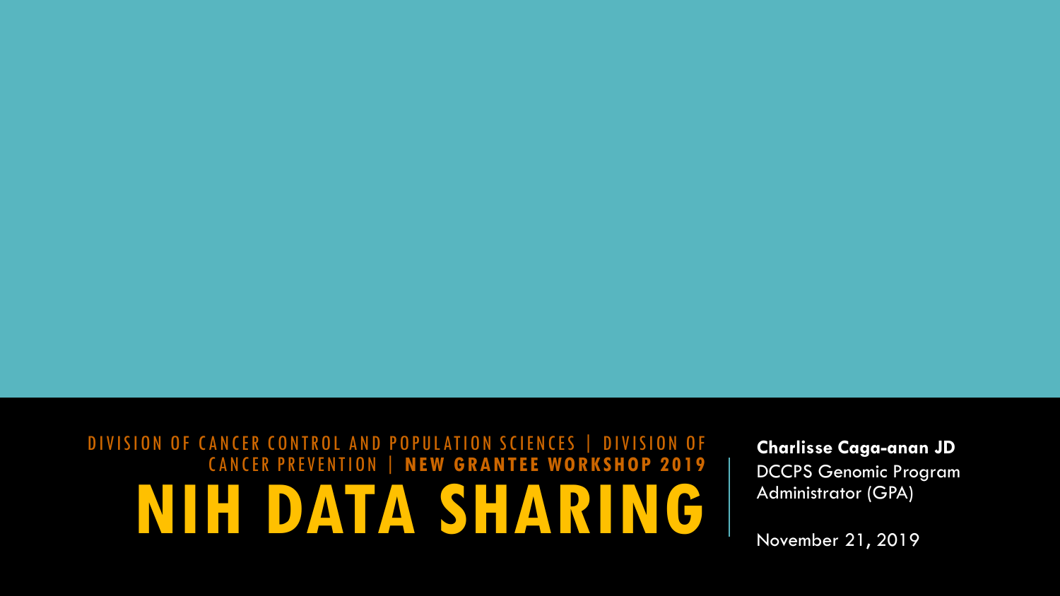DIVISION OF CANCER CONTROL AND POPULATION SCIENCES | DIVISION OF CANCER PREVENTION | **NEW GRANTEE WORKSHOP 2019**

# NIH DATA SHARING

**Charlisse Caga-anan JD**
DCCPS Genomic Program Administrator (GPA)

November 21, 2019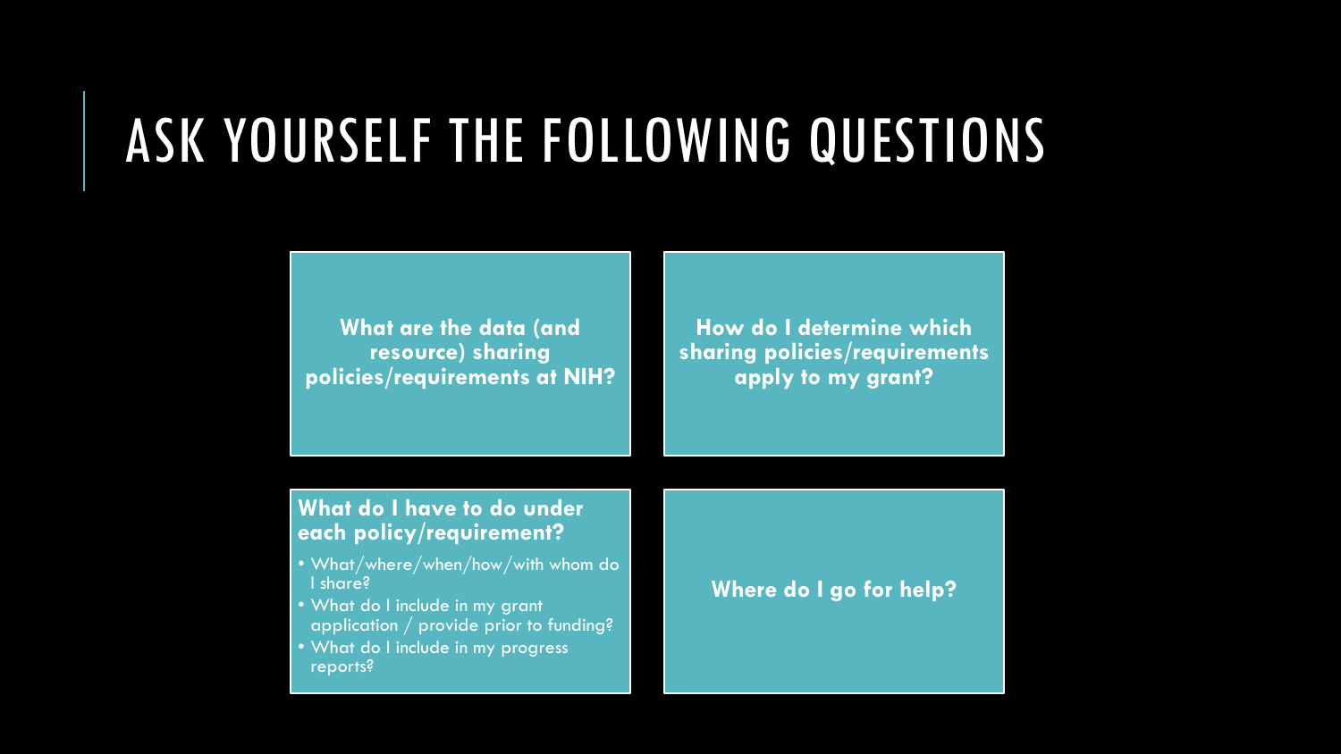# ASK YOURSELF THE FOLLOWING QUESTIONS

**What are the data (and resource) sharing policies/requirements at NIH?**

**How do I determine which sharing policies/requirements apply to my grant?**

**What do I have to do under each policy/requirement?**

- What/where/when/how/with whom do I share?
- What do I include in my grant application / provide prior to funding?
- What do I include in my progress reports?

**Where do I go for help?**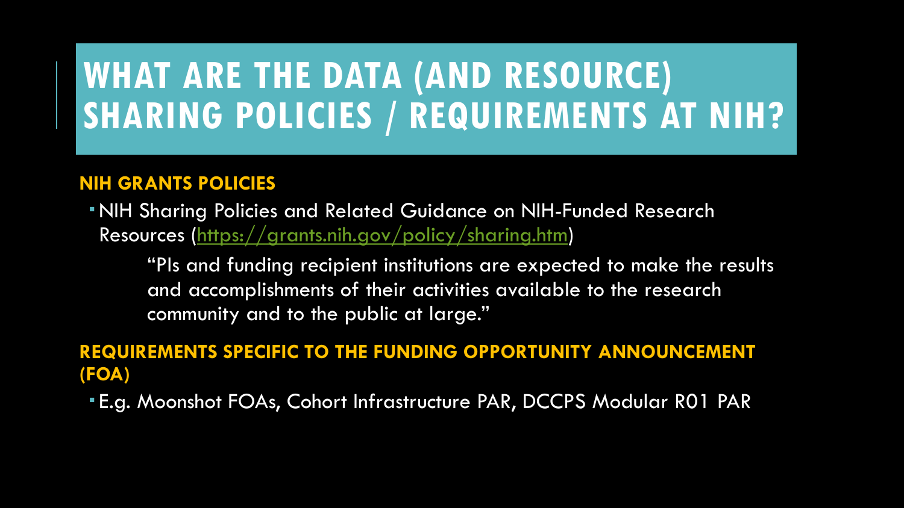# WHAT ARE THE DATA (AND RESOURCE) SHARING POLICIES / REQUIREMENTS AT NIH?

## NIH GRANTS POLICIES

- NIH Sharing Policies and Related Guidance on NIH-Funded Research Resources ([https://grants.nih.gov/policy/sharing.htm](https://grants.nih.gov/policy/sharing.htm))

  > "PIs and funding recipient institutions are expected to make the results and accomplishments of their activities available to the research community and to the public at large."

## REQUIREMENTS SPECIFIC TO THE FUNDING OPPORTUNITY ANNOUNCEMENT (FOA)

- E.g. Moonshot FOAs, Cohort Infrastructure PAR, DCCPS Modular R01 PAR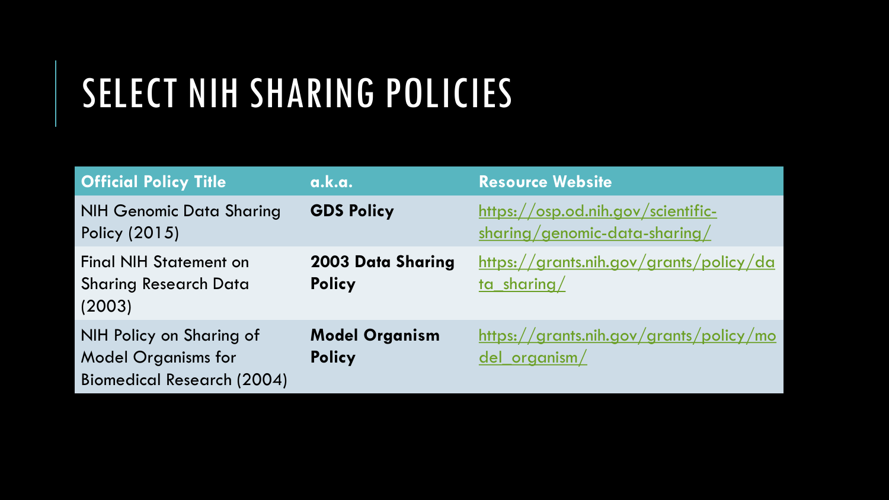# SELECT NIH SHARING POLICIES

| Official Policy Title | a.k.a. | Resource Website |
| --- | --- | --- |
| NIH Genomic Data Sharing Policy (2015) | **GDS Policy** | https://osp.od.nih.gov/scientific-sharing/genomic-data-sharing/ |
| Final NIH Statement on Sharing Research Data (2003) | **2003 Data Sharing Policy** | https://grants.nih.gov/grants/policy/data_sharing/ |
| NIH Policy on Sharing of Model Organisms for Biomedical Research (2004) | **Model Organism Policy** | https://grants.nih.gov/grants/policy/model_organism/ |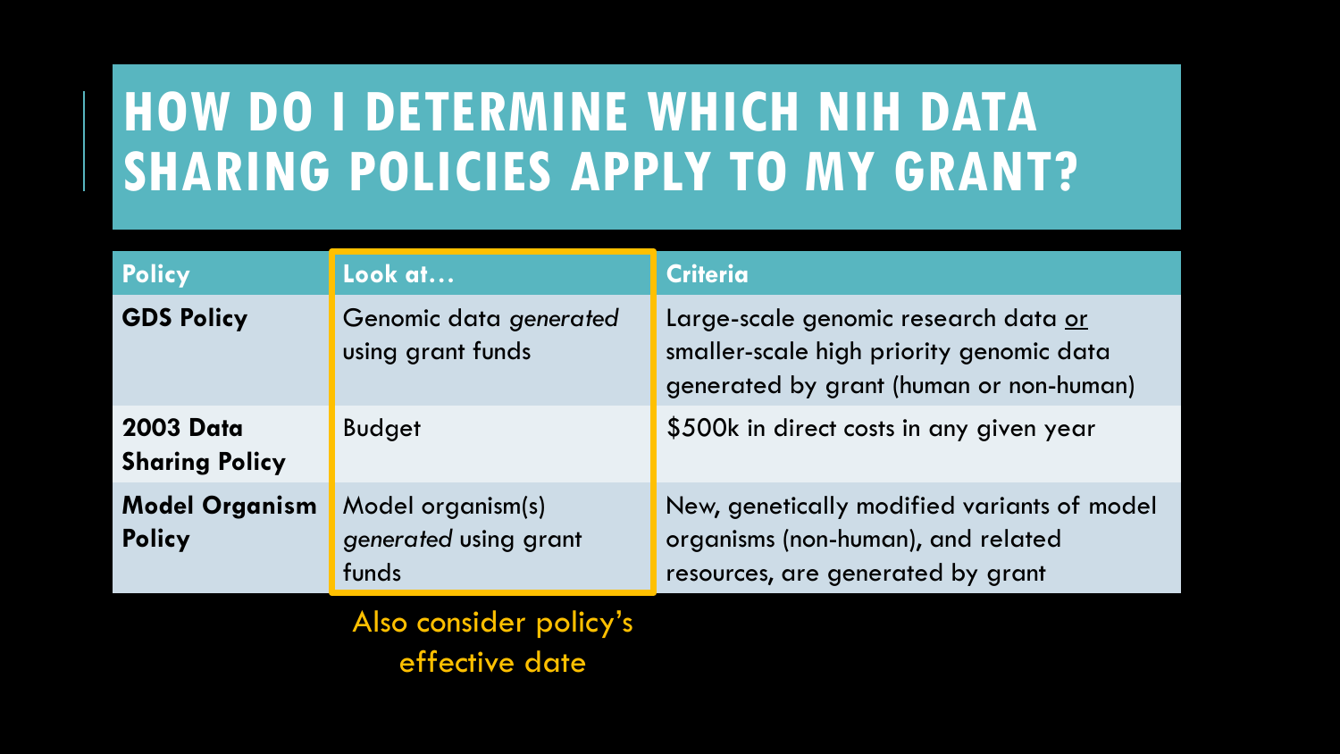# HOW DO I DETERMINE WHICH NIH DATA SHARING POLICIES APPLY TO MY GRANT?

| Policy | Look at… | Criteria |
|---|---|---|
| **GDS Policy** | Genomic data *generated* using grant funds | Large-scale genomic research data or smaller-scale high priority genomic data generated by grant (human or non-human) |
| **2003 Data Sharing Policy** | Budget | $500k in direct costs in any given year |
| **Model Organism Policy** | Model organism(s) *generated* using grant funds | New, genetically modified variants of model organisms (non-human), and related resources, are generated by grant |

Also consider policy's effective date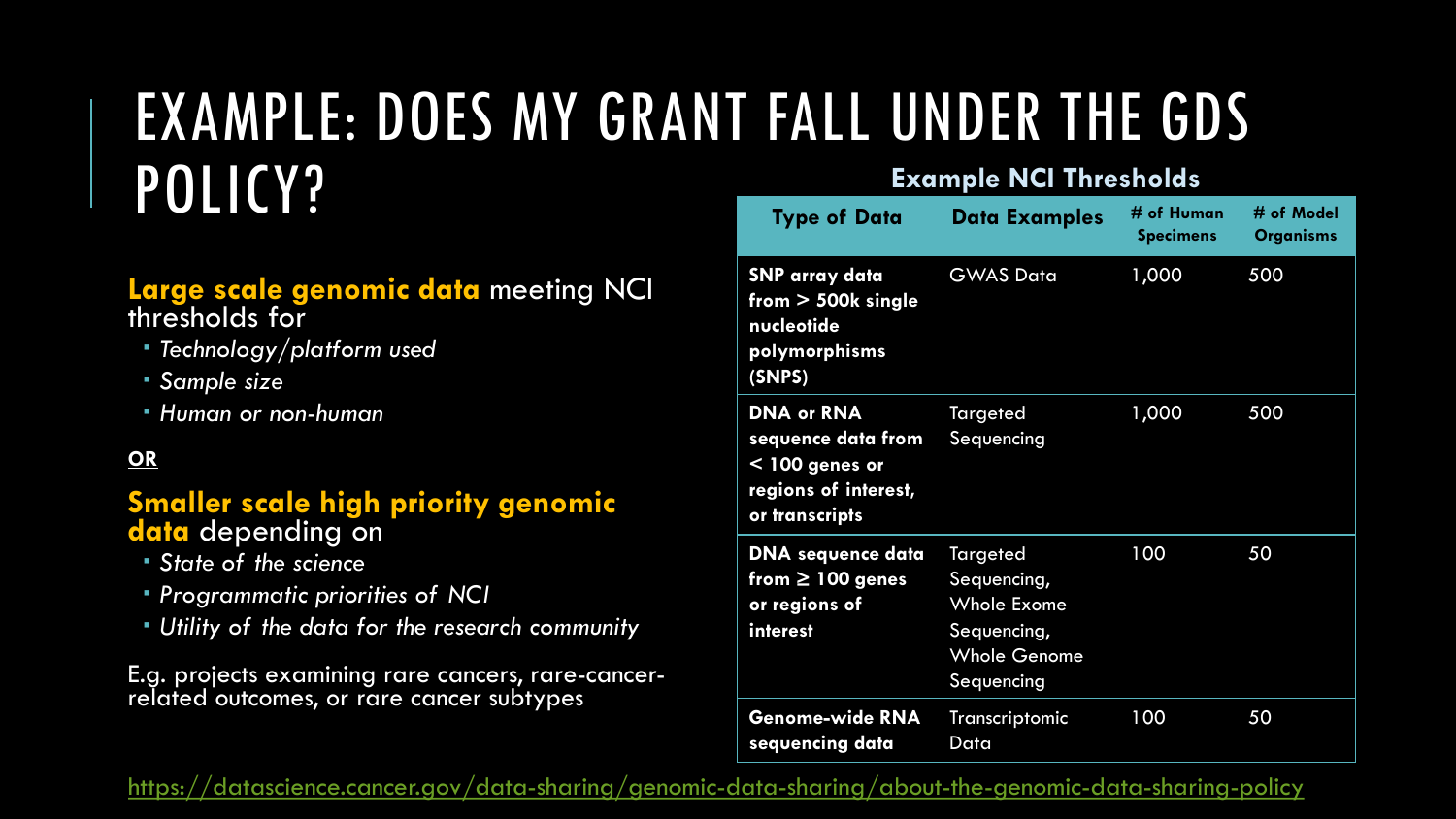# EXAMPLE: DOES MY GRANT FALL UNDER THE GDS POLICY?

**Large scale genomic data** meeting NCI thresholds for

- *Technology/platform used*
- *Sample size*
- *Human or non-human*

**OR**

**Smaller scale high priority genomic data** depending on

- *State of the science*
- *Programmatic priorities of NCI*
- *Utility of the data for the research community*

E.g. projects examining rare cancers, rare-cancer-related outcomes, or rare cancer subtypes

**Example NCI Thresholds**

| Type of Data | Data Examples | # of Human Specimens | # of Model Organisms |
|---|---|---|---|
| **SNP array data from > 500k single nucleotide polymorphisms (SNPS)** | GWAS Data | 1,000 | 500 |
| **DNA or RNA sequence data from < 100 genes or regions of interest, or transcripts** | Targeted Sequencing | 1,000 | 500 |
| **DNA sequence data from ≥ 100 genes or regions of interest** | Targeted Sequencing, Whole Exome Sequencing, Whole Genome Sequencing | 100 | 50 |
| **Genome-wide RNA sequencing data** | Transcriptomic Data | 100 | 50 |

https://datascience.cancer.gov/data-sharing/genomic-data-sharing/about-the-genomic-data-sharing-policy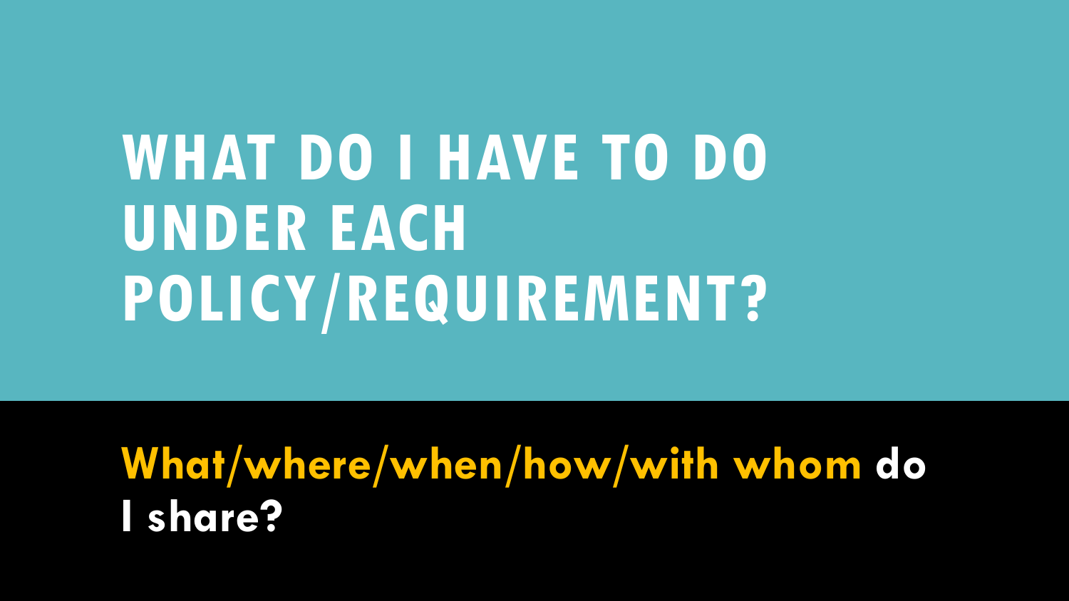# WHAT DO I HAVE TO DO UNDER EACH POLICY/REQUIREMENT?

**What/where/when/how/with whom do I share?**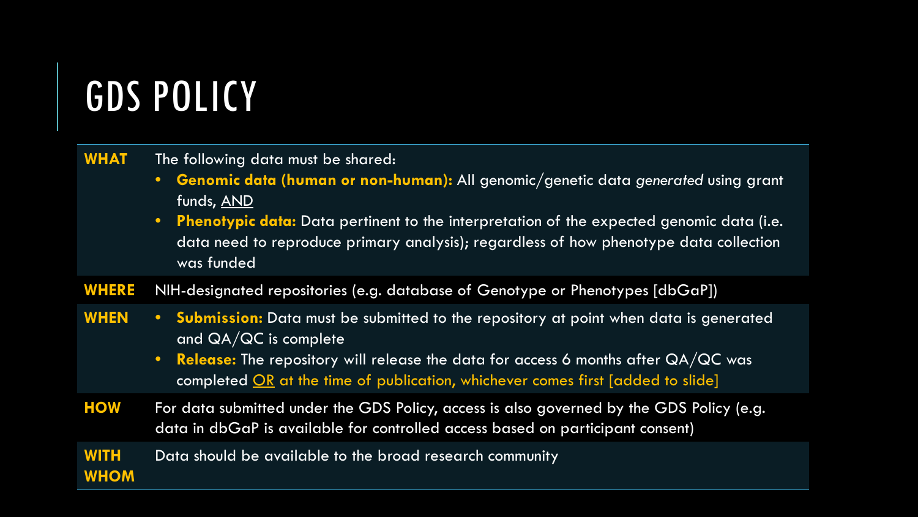# GDS POLICY

| | |
|---|---|
| **WHAT** | The following data must be shared:<br>• **Genomic data (human or non-human):** All genomic/genetic data *generated* using grant funds, <u>AND</u><br>• **Phenotypic data:** Data pertinent to the interpretation of the expected genomic data (i.e. data need to reproduce primary analysis); regardless of how phenotype data collection was funded |
| **WHERE** | NIH-designated repositories (e.g. database of Genotype or Phenotypes [dbGaP]) |
| **WHEN** | • **Submission:** Data must be submitted to the repository at point when data is generated and QA/QC is complete<br>• **Release:** The repository will release the data for access 6 months after QA/QC was completed <u>OR</u> at the time of publication, whichever comes first [added to slide] |
| **HOW** | For data submitted under the GDS Policy, access is also governed by the GDS Policy (e.g. data in dbGaP is available for controlled access based on participant consent) |
| **WITH WHOM** | Data should be available to the broad research community |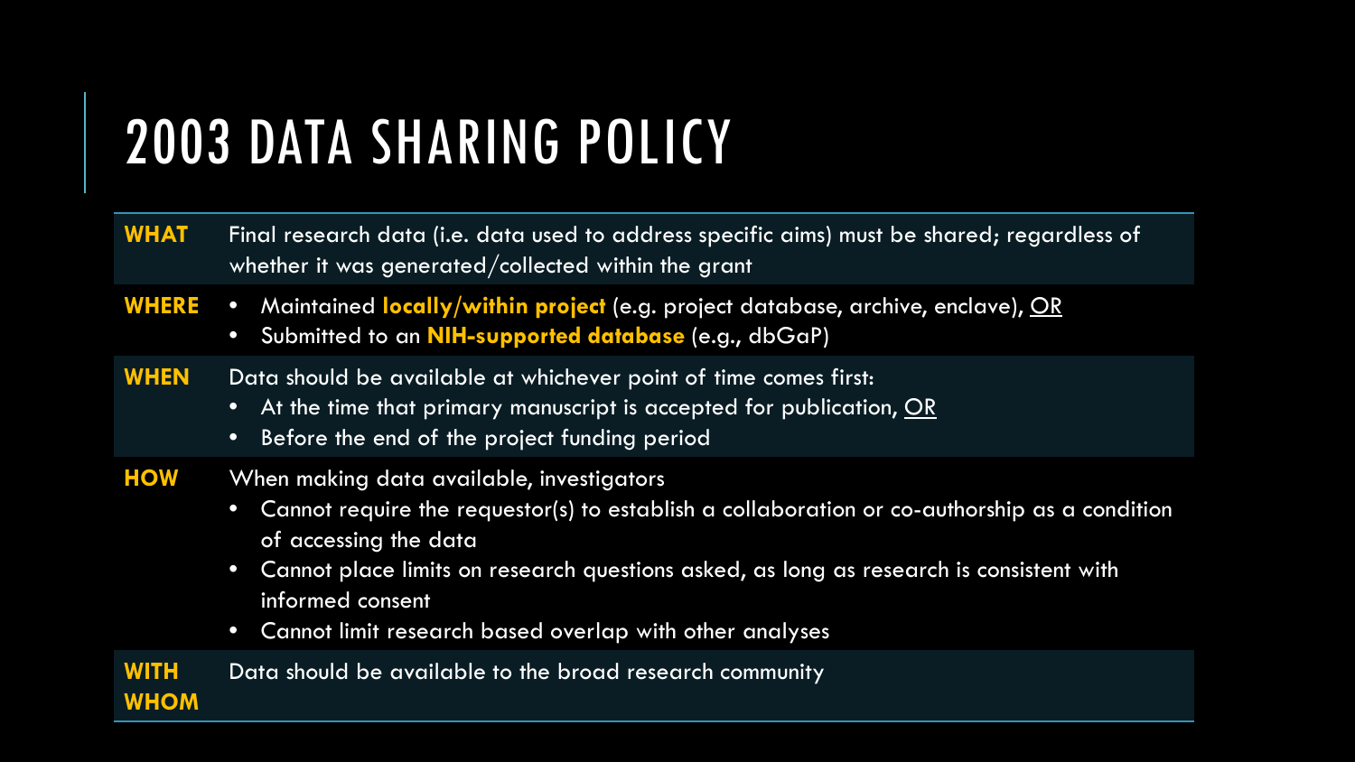# 2003 DATA SHARING POLICY

| | |
|---|---|
| **WHAT** | Final research data (i.e. data used to address specific aims) must be shared; regardless of whether it was generated/collected within the grant |
| **WHERE** | • Maintained **locally/within project** (e.g. project database, archive, enclave), OR<br>• Submitted to an **NIH-supported database** (e.g., dbGaP) |
| **WHEN** | Data should be available at whichever point of time comes first:<br>• At the time that primary manuscript is accepted for publication, OR<br>• Before the end of the project funding period |
| **HOW** | When making data available, investigators<br>• Cannot require the requestor(s) to establish a collaboration or co-authorship as a condition of accessing the data<br>• Cannot place limits on research questions asked, as long as research is consistent with informed consent<br>• Cannot limit research based overlap with other analyses |
| **WITH WHOM** | Data should be available to the broad research community |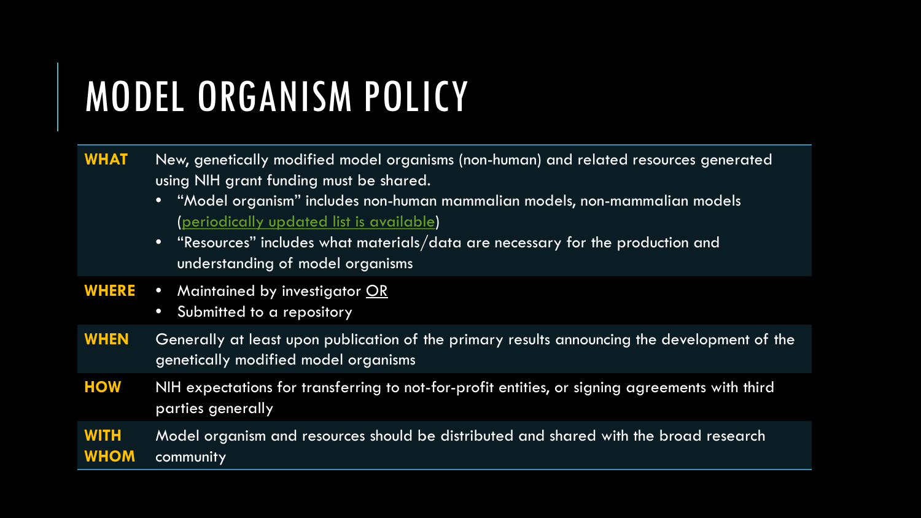# MODEL ORGANISM POLICY

| | |
|---|---|
| **WHAT** | New, genetically modified model organisms (non-human) and related resources generated using NIH grant funding must be shared.<br>• "Model organism" includes non-human mammalian models, non-mammalian models (periodically updated list is available)<br>• "Resources" includes what materials/data are necessary for the production and understanding of model organisms |
| **WHERE** | • Maintained by investigator OR<br>• Submitted to a repository |
| **WHEN** | Generally at least upon publication of the primary results announcing the development of the genetically modified model organisms |
| **HOW** | NIH expectations for transferring to not-for-profit entities, or signing agreements with third parties generally |
| **WITH WHOM** | Model organism and resources should be distributed and shared with the broad research community |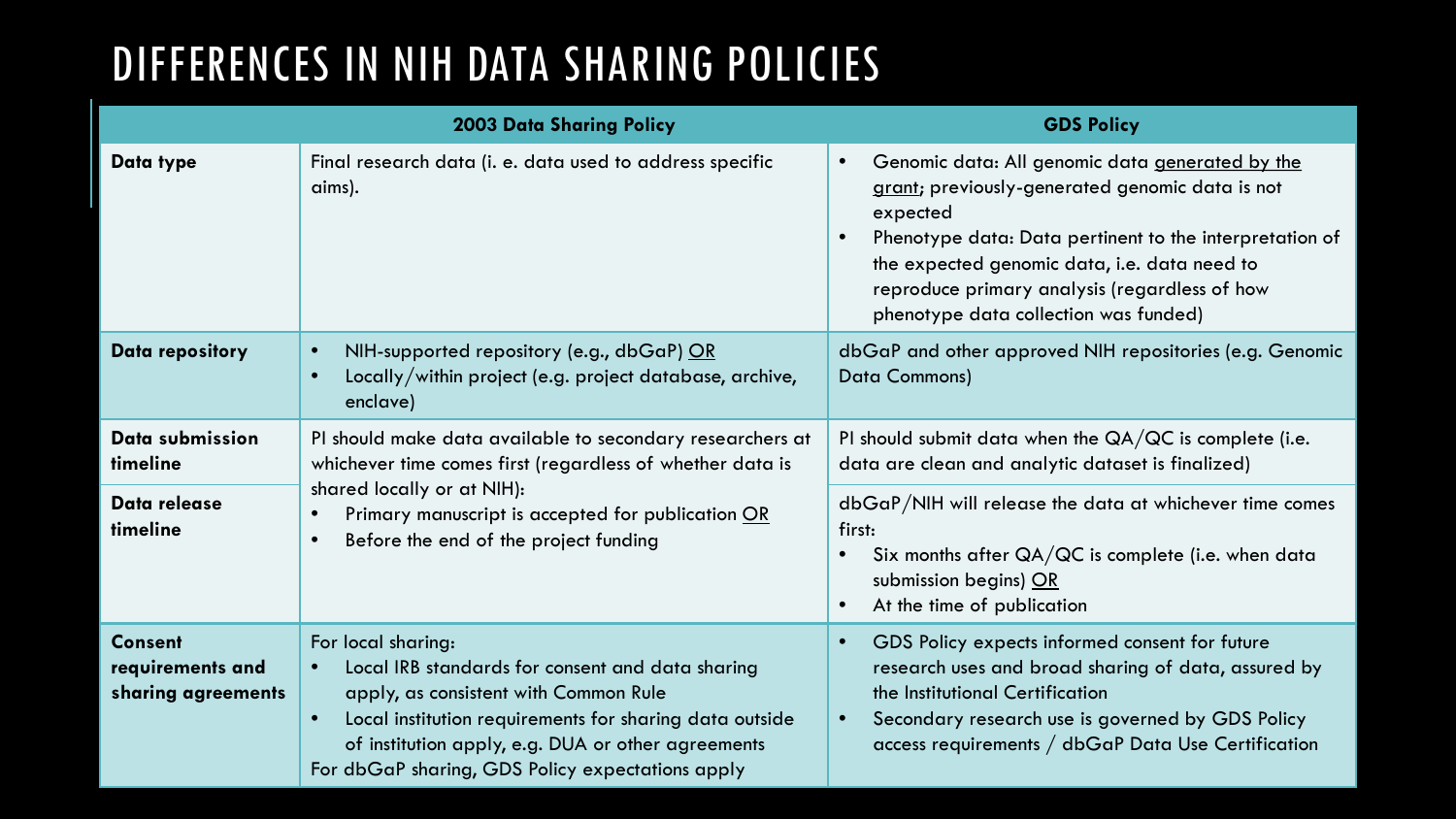# DIFFERENCES IN NIH DATA SHARING POLICIES

| | 2003 Data Sharing Policy | GDS Policy |
|---|---|---|
| **Data type** | Final research data (i. e. data used to address specific aims). | • Genomic data: All genomic data <u>generated by the grant</u>; previously-generated genomic data is not expected<br>• Phenotype data: Data pertinent to the interpretation of the expected genomic data, i.e. data need to reproduce primary analysis (regardless of how phenotype data collection was funded) |
| **Data repository** | • NIH-supported repository (e.g., dbGaP) <u>OR</u><br>• Locally/within project (e.g. project database, archive, enclave) | dbGaP and other approved NIH repositories (e.g. Genomic Data Commons) |
| **Data submission timeline** | PI should make data available to secondary researchers at whichever time comes first (regardless of whether data is shared locally or at NIH):<br>• Primary manuscript is accepted for publication <u>OR</u><br>• Before the end of the project funding | PI should submit data when the QA/QC is complete (i.e. data are clean and analytic dataset is finalized) |
| **Data release timeline** | | dbGaP/NIH will release the data at whichever time comes first:<br>• Six months after QA/QC is complete (i.e. when data submission begins) <u>OR</u><br>• At the time of publication |
| **Consent requirements and sharing agreements** | For local sharing:<br>• Local IRB standards for consent and data sharing apply, as consistent with Common Rule<br>• Local institution requirements for sharing data outside of institution apply, e.g. DUA or other agreements<br>For dbGaP sharing, GDS Policy expectations apply | • GDS Policy expects informed consent for future research uses and broad sharing of data, assured by the Institutional Certification<br>• Secondary research use is governed by GDS Policy access requirements / dbGaP Data Use Certification |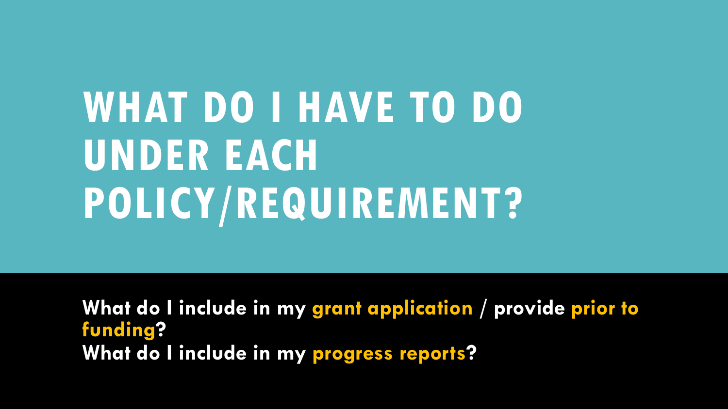# WHAT DO I HAVE TO DO UNDER EACH POLICY/REQUIREMENT?

**What do I include in my grant application / provide prior to funding?**
**What do I include in my progress reports?**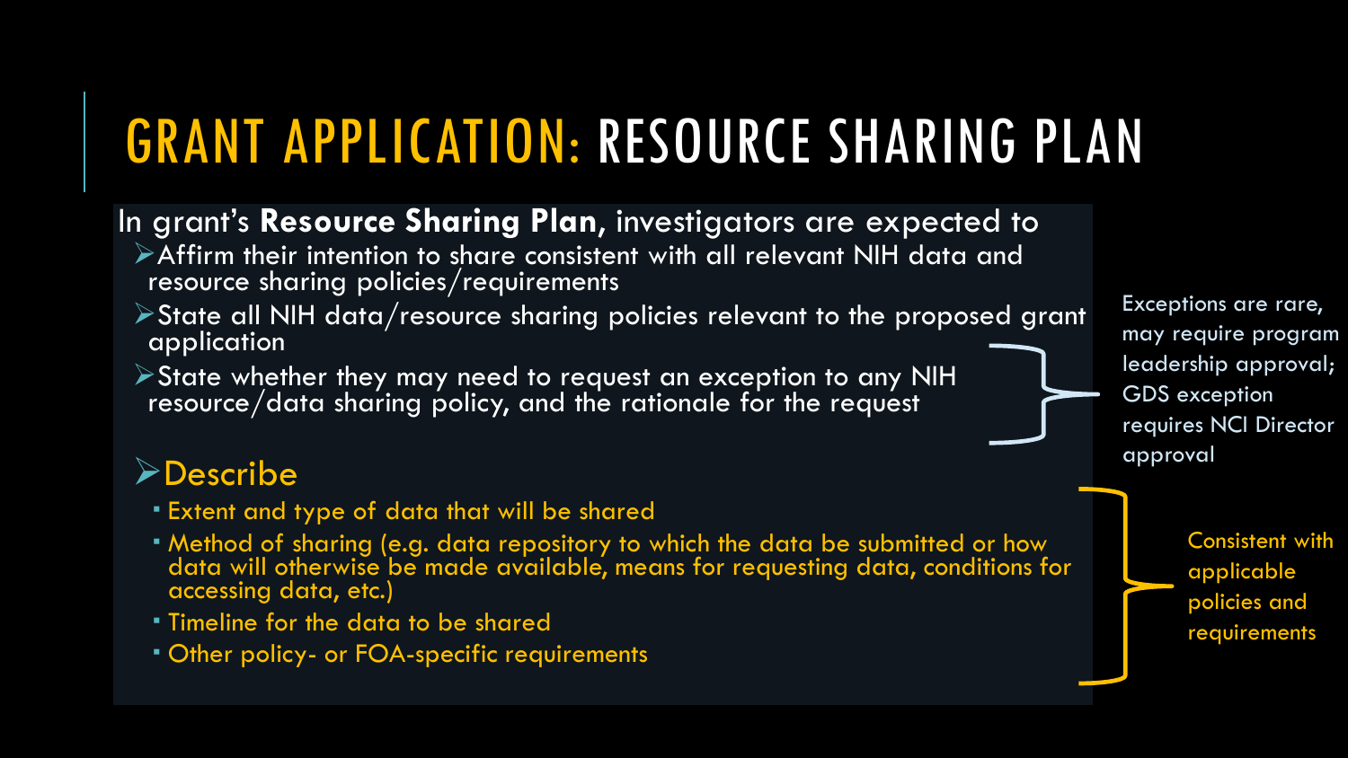# GRANT APPLICATION: RESOURCE SHARING PLAN

In grant's **Resource Sharing Plan,** investigators are expected to

- Affirm their intention to share consistent with all relevant NIH data and resource sharing policies/requirements
- State all NIH data/resource sharing policies relevant to the proposed grant application
- State whether they may need to request an exception to any NIH resource/data sharing policy, and the rationale for the request

Exceptions are rare, may require program leadership approval; GDS exception requires NCI Director approval

- Describe
  - Extent and type of data that will be shared
  - Method of sharing (e.g. data repository to which the data be submitted or how data will otherwise be made available, means for requesting data, conditions for accessing data, etc.)
  - Timeline for the data to be shared
  - Other policy- or FOA-specific requirements

Consistent with applicable policies and requirements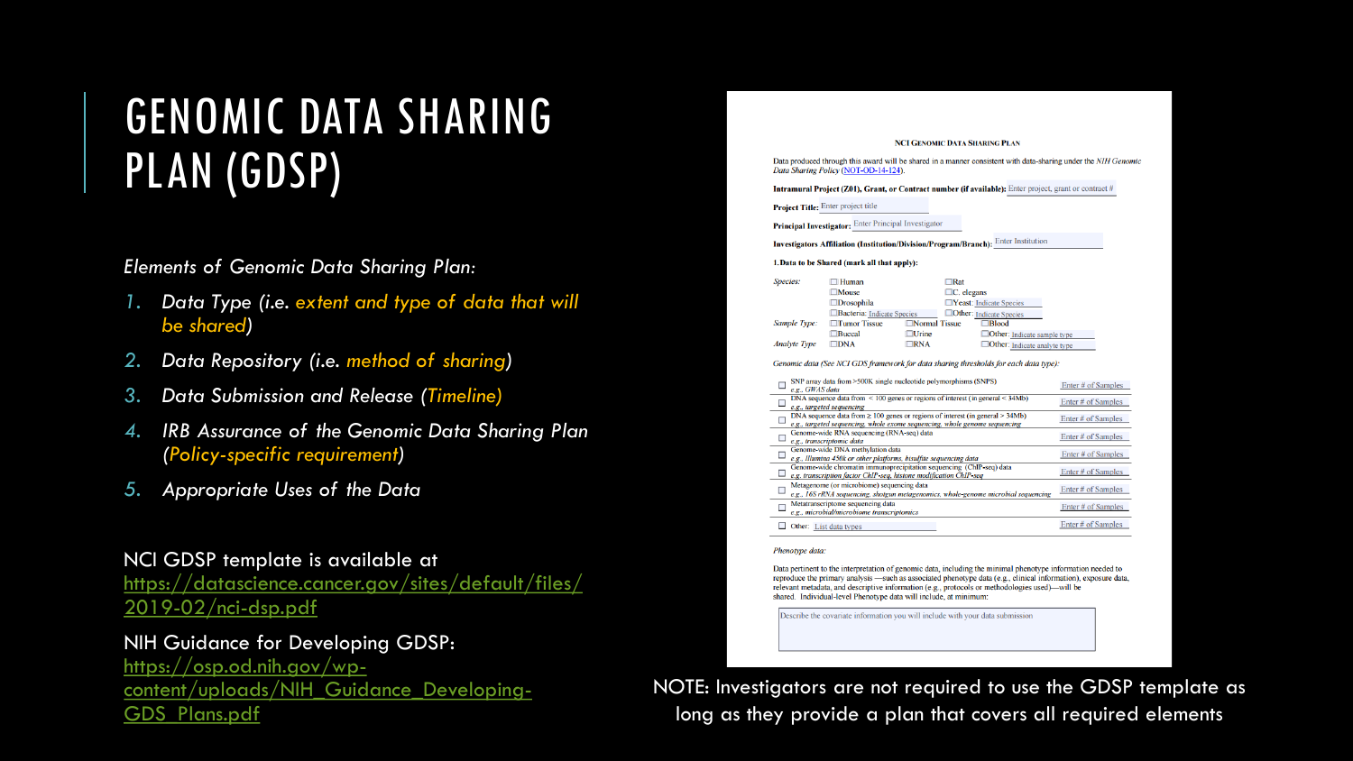# GENOMIC DATA SHARING PLAN (GDSP)

*Elements of Genomic Data Sharing Plan:*

1. *Data Type (i.e. extent and type of data that will be shared)*
2. *Data Repository (i.e. method of sharing)*
3. *Data Submission and Release (Timeline)*
4. *IRB Assurance of the Genomic Data Sharing Plan (Policy-specific requirement)*
5. *Appropriate Uses of the Data*

NCI GDSP template is available at https://datascience.cancer.gov/sites/default/files/2019-02/nci-dsp.pdf

NIH Guidance for Developing GDSP: https://osp.od.nih.gov/wp-content/uploads/NIH_Guidance_Developing-GDS_Plans.pdf

**NCI GENOMIC DATA SHARING PLAN**

Data produced through this award will be shared in a manner consistent with data-sharing under the *NIH Genomic Data Sharing Policy* (NOT-OD-14-124).

**Intramural Project (Z01), Grant, or Contract number (if available):** Enter project, grant or contract #

**Project Title:** Enter project title

**Principal Investigator:** Enter Principal Investigator

**Investigators Affiliation (Institution/Division/Program/Branch):** Enter Institution

**1. Data to be Shared (mark all that apply):**

*Species:* ☐ Human ☐ Mouse ☐ Drosophila ☐ Bacteria: Indicate Species ☐ Rat ☐ C. elegans ☐ Yeast: Indicate Species ☐ Other: Indicate Species

*Sample Type:* ☐ Tumor Tissue ☐ Normal Tissue ☐ Blood ☐ Buccal ☐ Urine ☐ Other: Indicate sample type

*Analyte Type:* ☐ DNA ☐ RNA ☐ Other: Indicate analyte type

*Genomic data (See NCI GDS framework for data sharing thresholds for each data type):*

| | | |
|---|---|---|
| ☐ | SNP array data from >500K single nucleotide polymorphisms (SNPS) *e.g., GWAS data* | Enter # of Samples |
| ☐ | DNA sequence data from < 100 genes or regions of interest (in general < 34Mb) *e.g., targeted sequencing* | Enter # of Samples |
| ☐ | DNA sequence data from ≥ 100 genes or regions of interest (in general > 34Mb) *e.g., targeted sequencing, whole exome sequencing, whole genome sequencing* | Enter # of Samples |
| ☐ | Genome-wide RNA sequencing (RNA-seq) data *e.g., transcriptomic data* | Enter # of Samples |
| ☐ | Genome-wide DNA methylation data *e.g., Illumina 450k or other platforms, bisulfite sequencing data* | Enter # of Samples |
| ☐ | Genome-wide chromatin immunoprecipitation sequencing (ChIP-seq) data *e.g. transcription factor ChIP-seq, histone modification ChIP-seq* | Enter # of Samples |
| ☐ | Metagenome (or microbiome) sequencing data *e.g., 16S rRNA sequencing, shotgun metagenomics, whole-genome microbial sequencing* | Enter # of Samples |
| ☐ | Metatranscriptome sequencing data *e.g., microbial/microbiome transcriptomics* | Enter # of Samples |
| ☐ | Other: List data types | Enter # of Samples |

*Phenotype data:*

Data pertinent to the interpretation of genomic data, including the minimal phenotype information needed to reproduce the primary analysis —such as associated phenotype data (e.g., clinical information), exposure data, relevant metadata, and descriptive information (e.g., protocols or methodologies used)—will be shared. Individual-level Phenotype data will include, at minimum:

Describe the covariate information you will include with your data submission

NOTE: Investigators are not required to use the GDSP template as long as they provide a plan that covers all required elements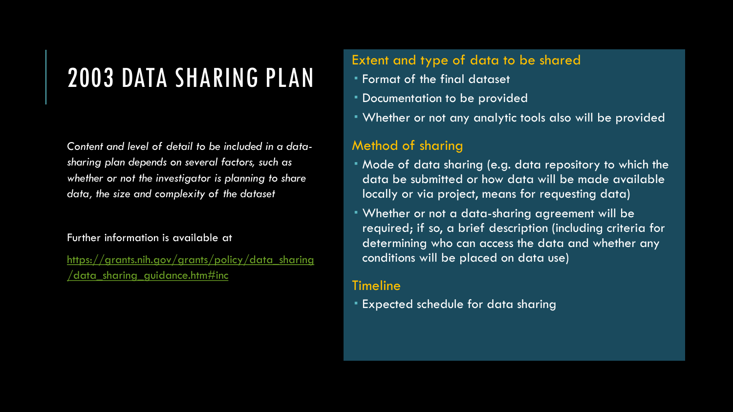# 2003 DATA SHARING PLAN

*Content and level of detail to be included in a data-sharing plan depends on several factors, such as whether or not the investigator is planning to share data, the size and complexity of the dataset*

Further information is available at

[https://grants.nih.gov/grants/policy/data_sharing/data_sharing_guidance.htm#inc](https://grants.nih.gov/grants/policy/data_sharing/data_sharing_guidance.htm#inc)

### Extent and type of data to be shared

- Format of the final dataset
- Documentation to be provided
- Whether or not any analytic tools also will be provided

### Method of sharing

- Mode of data sharing (e.g. data repository to which the data be submitted or how data will be made available locally or via project, means for requesting data)
- Whether or not a data-sharing agreement will be required; if so, a brief description (including criteria for determining who can access the data and whether any conditions will be placed on data use)

### Timeline

- Expected schedule for data sharing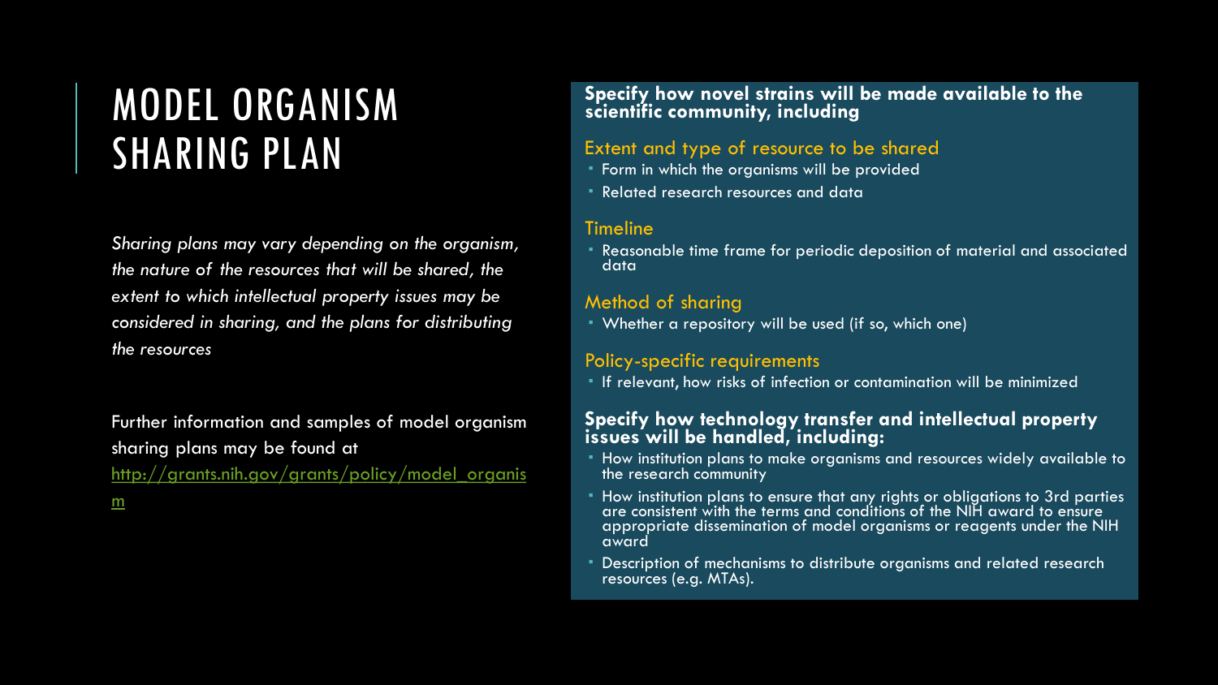# MODEL ORGANISM SHARING PLAN

*Sharing plans may vary depending on the organism, the nature of the resources that will be shared, the extent to which intellectual property issues may be considered in sharing, and the plans for distributing the resources*

Further information and samples of model organism sharing plans may be found at [http://grants.nih.gov/grants/policy/model_organism](http://grants.nih.gov/grants/policy/model_organism)

**Specify how novel strains will be made available to the scientific community, including**

### Extent and type of resource to be shared

- Form in which the organisms will be provided
- Related research resources and data

### Timeline

- Reasonable time frame for periodic deposition of material and associated data

### Method of sharing

- Whether a repository will be used (if so, which one)

### Policy-specific requirements

- If relevant, how risks of infection or contamination will be minimized

**Specify how technology transfer and intellectual property issues will be handled, including:**

- How institution plans to make organisms and resources widely available to the research community
- How institution plans to ensure that any rights or obligations to 3rd parties are consistent with the terms and conditions of the NIH award to ensure appropriate dissemination of model organisms or reagents under the NIH award
- Description of mechanisms to distribute organisms and related research resources (e.g. MTAs).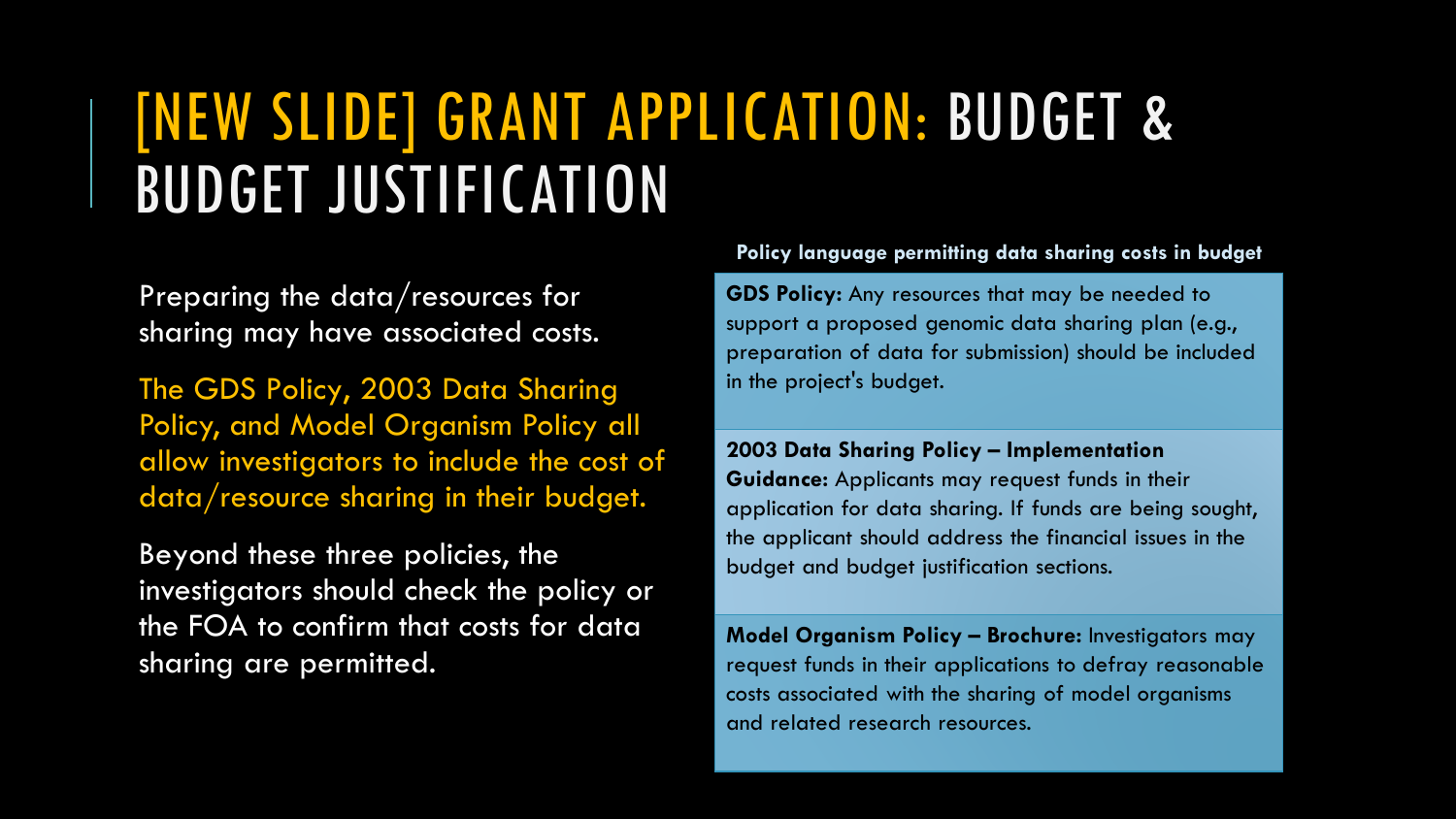# [NEW SLIDE] GRANT APPLICATION: BUDGET & BUDGET JUSTIFICATION

Preparing the data/resources for sharing may have associated costs.

The GDS Policy, 2003 Data Sharing Policy, and Model Organism Policy all allow investigators to include the cost of data/resource sharing in their budget.

Beyond these three policies, the investigators should check the policy or the FOA to confirm that costs for data sharing are permitted.

**Policy language permitting data sharing costs in budget**

**GDS Policy:** Any resources that may be needed to support a proposed genomic data sharing plan (e.g., preparation of data for submission) should be included in the project's budget.

**2003 Data Sharing Policy – Implementation Guidance:** Applicants may request funds in their application for data sharing. If funds are being sought, the applicant should address the financial issues in the budget and budget justification sections.

**Model Organism Policy – Brochure:** Investigators may request funds in their applications to defray reasonable costs associated with the sharing of model organisms and related research resources.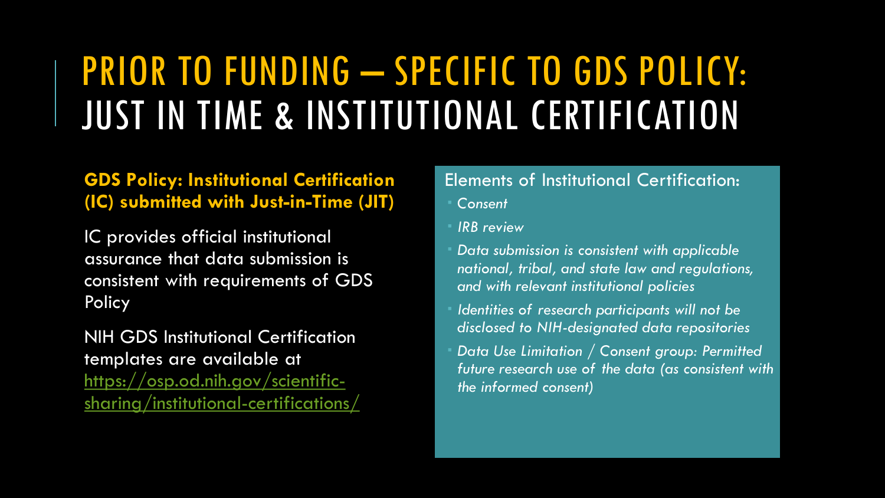# PRIOR TO FUNDING – SPECIFIC TO GDS POLICY: JUST IN TIME & INSTITUTIONAL CERTIFICATION

**GDS Policy: Institutional Certification (IC) submitted with Just-in-Time (JIT)**

IC provides official institutional assurance that data submission is consistent with requirements of GDS Policy

NIH GDS Institutional Certification templates are available at https://osp.od.nih.gov/scientific-sharing/institutional-certifications/

Elements of Institutional Certification:

- *Consent*
- *IRB review*
- *Data submission is consistent with applicable national, tribal, and state law and regulations, and with relevant institutional policies*
- *Identities of research participants will not be disclosed to NIH-designated data repositories*
- *Data Use Limitation / Consent group: Permitted future research use of the data (as consistent with the informed consent)*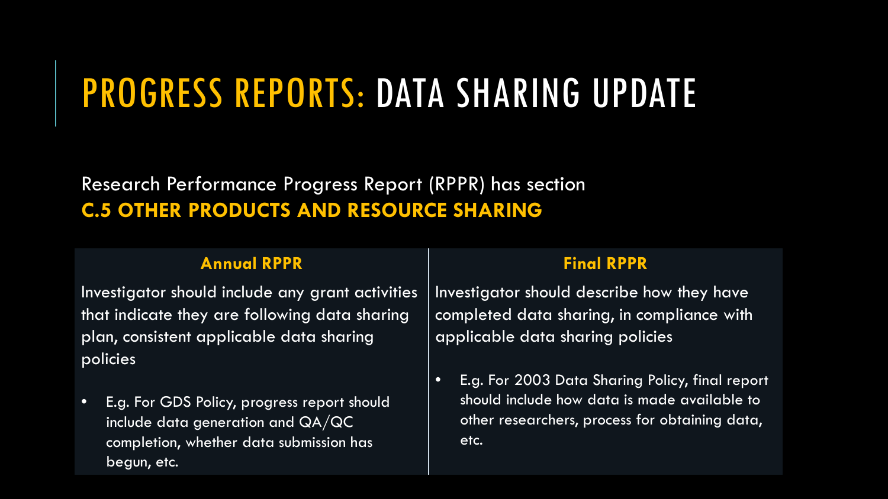# PROGRESS REPORTS: DATA SHARING UPDATE

Research Performance Progress Report (RPPR) has section
**C.5 OTHER PRODUCTS AND RESOURCE SHARING**

| **Annual RPPR** | **Final RPPR** |
| --- | --- |
| Investigator should include any grant activities that indicate they are following data sharing plan, consistent applicable data sharing policies<br><br>• E.g. For GDS Policy, progress report should include data generation and QA/QC completion, whether data submission has begun, etc. | Investigator should describe how they have completed data sharing, in compliance with applicable data sharing policies<br><br>• E.g. For 2003 Data Sharing Policy, final report should include how data is made available to other researchers, process for obtaining data, etc. |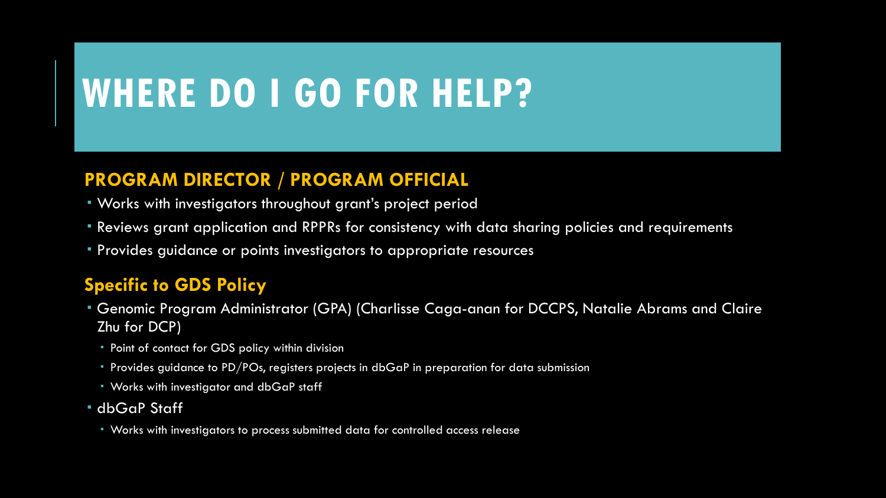# WHERE DO I GO FOR HELP?

## PROGRAM DIRECTOR / PROGRAM OFFICIAL

- Works with investigators throughout grant's project period
- Reviews grant application and RPPRs for consistency with data sharing policies and requirements
- Provides guidance or points investigators to appropriate resources

## Specific to GDS Policy

- Genomic Program Administrator (GPA) (Charlisse Caga-anan for DCCPS, Natalie Abrams and Claire Zhu for DCP)
  - Point of contact for GDS policy within division
  - Provides guidance to PD/POs, registers projects in dbGaP in preparation for data submission
  - Works with investigator and dbGaP staff
- dbGaP Staff
  - Works with investigators to process submitted data for controlled access release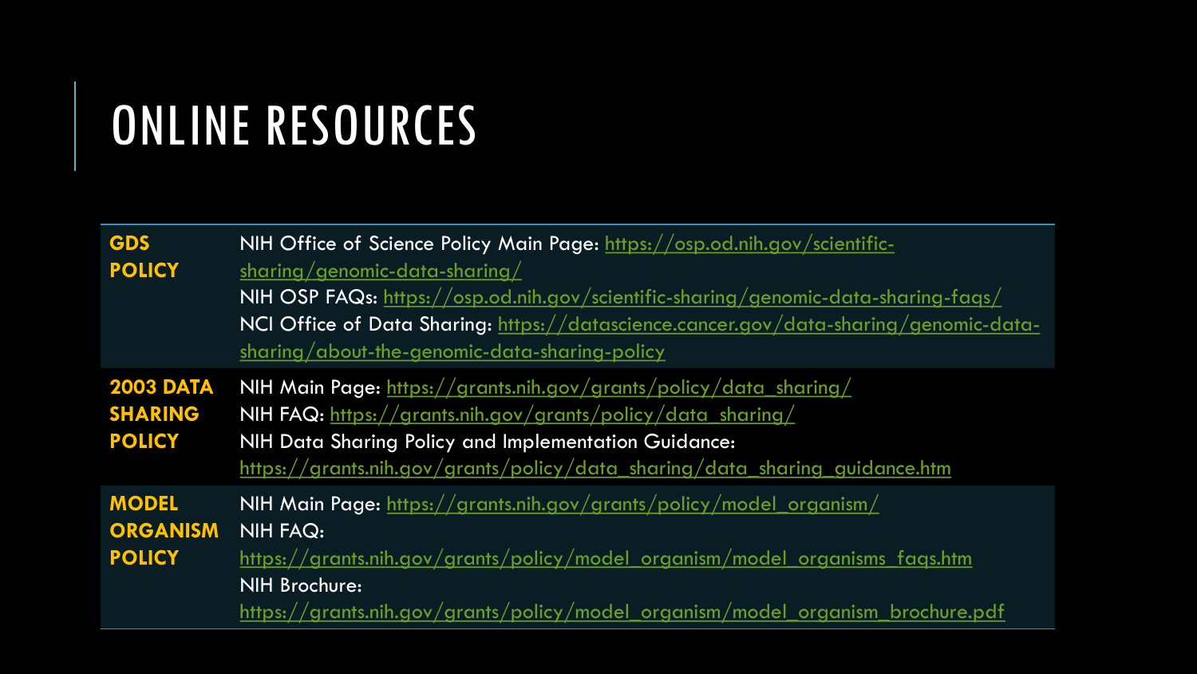# ONLINE RESOURCES

| | |
|---|---|
| **GDS POLICY** | NIH Office of Science Policy Main Page: https://osp.od.nih.gov/scientific-sharing/genomic-data-sharing/<br>NIH OSP FAQs: https://osp.od.nih.gov/scientific-sharing/genomic-data-sharing-faqs/<br>NCI Office of Data Sharing: https://datascience.cancer.gov/data-sharing/genomic-data-sharing/about-the-genomic-data-sharing-policy |
| **2003 DATA SHARING POLICY** | NIH Main Page: https://grants.nih.gov/grants/policy/data_sharing/<br>NIH FAQ: https://grants.nih.gov/grants/policy/data_sharing/<br>NIH Data Sharing Policy and Implementation Guidance: https://grants.nih.gov/grants/policy/data_sharing/data_sharing_guidance.htm |
| **MODEL ORGANISM POLICY** | NIH Main Page: https://grants.nih.gov/grants/policy/model_organism/<br>NIH FAQ: https://grants.nih.gov/grants/policy/model_organism/model_organisms_faqs.htm<br>NIH Brochure: https://grants.nih.gov/grants/policy/model_organism/model_organism_brochure.pdf |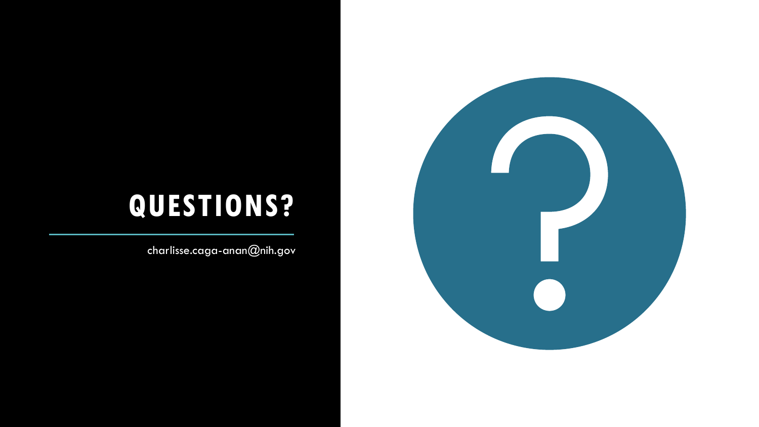# QUESTIONS?

charlisse.caga-anan@nih.gov